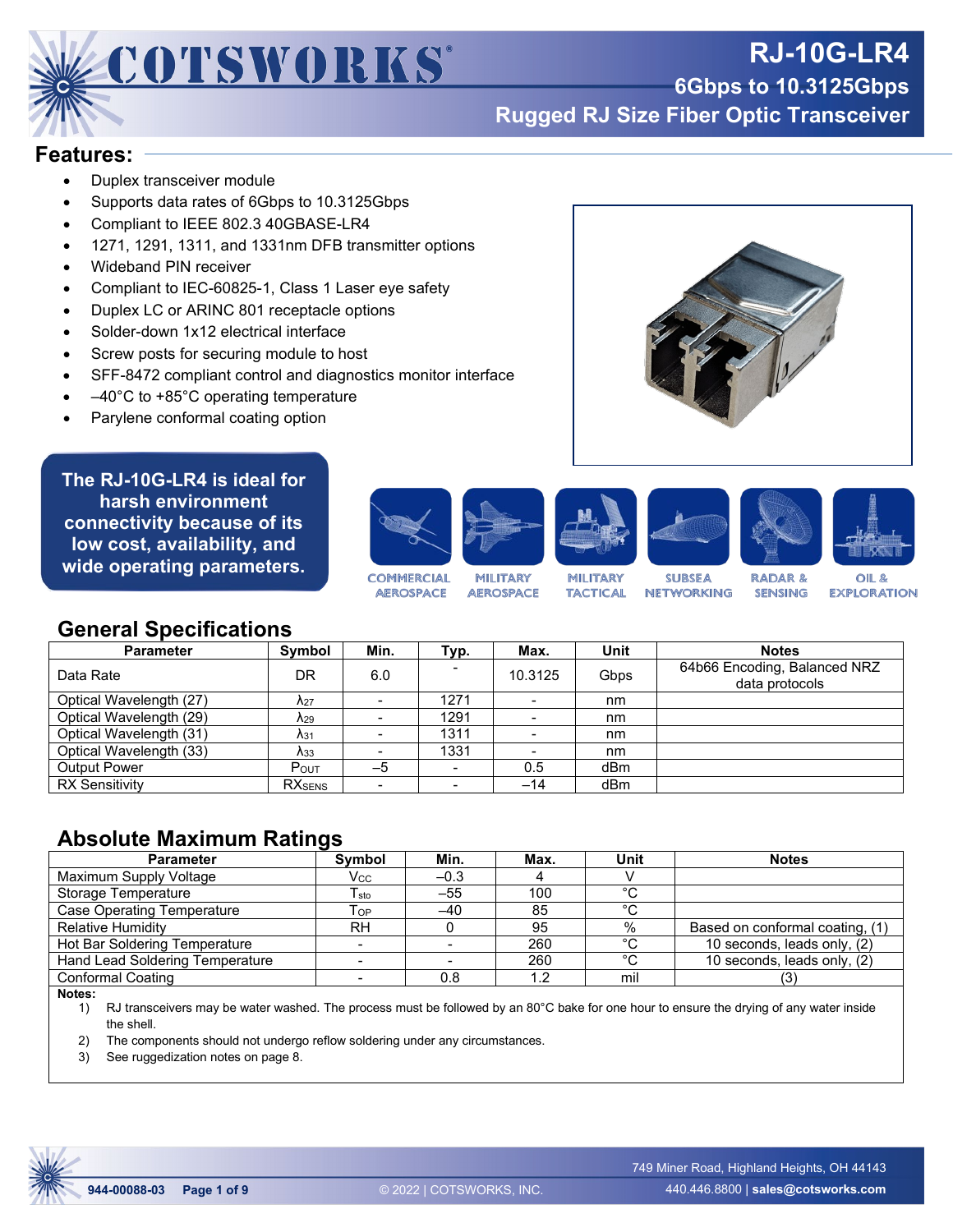# RJ-10G-LR4

## 6Gbps to 10.3125Gbps

## Rugged RJ Size Fiber Optic Transceiver

## Features:

- Duplex transceiver module
- Supports data rates of 6Gbps to 10.3125Gbps
- Compliant to IEEE 802.3 40GBASE-LR4
- 1271, 1291, 1311, and 1331nm DFB transmitter options
- Wideband PIN receiver
- Compliant to IEC-60825-1, Class 1 Laser eye safety
- Duplex LC or ARINC 801 receptacle options
- Solder-down 1x12 electrical interface
- Screw posts for securing module to host
- SFF-8472 compliant control and diagnostics monitor interface
- –40°C to +85°C operating temperature
- Parylene conformal coating option

**The RJ-10G-LR4 is ideal for harsh environment connectivity because of its low cost, availability, and wide operating parameters.**

COMMERCIAL AEROSPACE | MILITARY AEROSPACE | MILITARY TACTICAL | SUBSEA NETWORKING | RADAR & SENSING | OIL & EXPLORATION

## General Specifications

| Parameter | Symbol | Min. | Typ. | Max. | Unit | Notes |
|---|---|---|---|---|---|---|
| Data Rate | DR | 6.0 | - | 10.3125 | Gbps | 64b66 Encoding, Balanced NRZ data protocols |
| Optical Wavelength (27) | $\lambda_{27}$ | - | 1271 | - | nm | |
| Optical Wavelength (29) | $\lambda_{29}$ | - | 1291 | - | nm | |
| Optical Wavelength (31) | $\lambda_{31}$ | - | 1311 | - | nm | |
| Optical Wavelength (33) | $\lambda_{33}$ | - | 1331 | - | nm | |
| Output Power | $P_{OUT}$ | –5 | - | 0.5 | dBm | |
| RX Sensitivity | $RX_{SENS}$ | - | - | –14 | dBm | |

## Absolute Maximum Ratings

| Parameter | Symbol | Min. | Max. | Unit | Notes |
|---|---|---|---|---|---|
| Maximum Supply Voltage | $V_{CC}$ | –0.3 | 4 | V | |
| Storage Temperature | $T_{sto}$ | –55 | 100 | °C | |
| Case Operating Temperature | $T_{OP}$ | –40 | 85 | °C | |
| Relative Humidity | RH | 0 | 95 | % | Based on conformal coating, (1) |
| Hot Bar Soldering Temperature | - | - | 260 | °C | 10 seconds, leads only, (2) |
| Hand Lead Soldering Temperature | - | - | 260 | °C | 10 seconds, leads only, (2) |
| Conformal Coating | - | 0.8 | 1.2 | mil | (3) |

**Notes:**

1) RJ transceivers may be water washed. The process must be followed by an 80°C bake for one hour to ensure the drying of any water inside the shell.
2) The components should not undergo reflow soldering under any circumstances.
3) See ruggedization notes on page 8.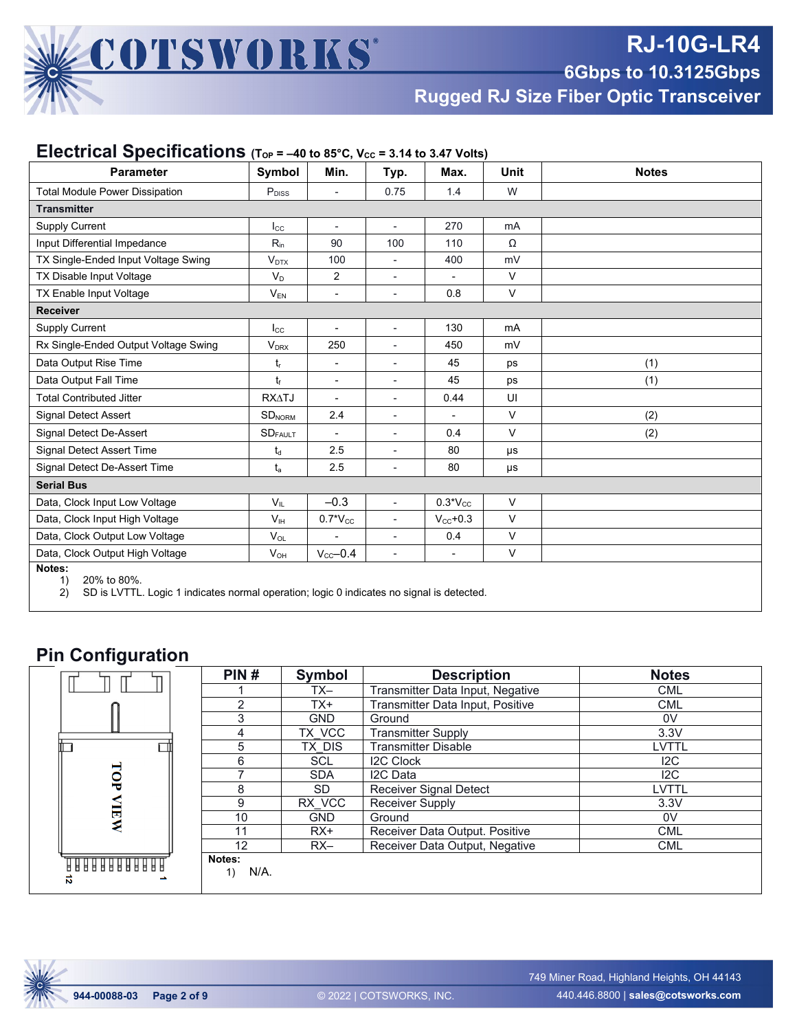## Electrical Specifications ($T_{OP}$ = –40 to 85°C, $V_{CC}$ = 3.14 to 3.47 Volts)

| Parameter | Symbol | Min. | Typ. | Max. | Unit | Notes |
|---|---|---|---|---|---|---|
| Total Module Power Dissipation | $P_{DISS}$ | - | 0.75 | 1.4 | W | |
| **Transmitter** | | | | | | |
| Supply Current | $I_{CC}$ | - | - | 270 | mA | |
| Input Differential Impedance | $R_{in}$ | 90 | 100 | 110 | Ω | |
| TX Single-Ended Input Voltage Swing | $V_{DTX}$ | 100 | - | 400 | mV | |
| TX Disable Input Voltage | $V_D$ | 2 | - | - | V | |
| TX Enable Input Voltage | $V_{EN}$ | - | - | 0.8 | V | |
| **Receiver** | | | | | | |
| Supply Current | $I_{CC}$ | - | - | 130 | mA | |
| Rx Single-Ended Output Voltage Swing | $V_{DRX}$ | 250 | - | 450 | mV | |
| Data Output Rise Time | $t_r$ | - | - | 45 | ps | (1) |
| Data Output Fall Time | $t_f$ | - | - | 45 | ps | (1) |
| Total Contributed Jitter | RXΔTJ | - | - | 0.44 | UI | |
| Signal Detect Assert | $SD_{NORM}$ | 2.4 | - | - | V | (2) |
| Signal Detect De-Assert | $SD_{FAULT}$ | - | - | 0.4 | V | (2) |
| Signal Detect Assert Time | $t_d$ | 2.5 | - | 80 | µs | |
| Signal Detect De-Assert Time | $t_a$ | 2.5 | - | 80 | µs | |
| **Serial Bus** | | | | | | |
| Data, Clock Input Low Voltage | $V_{IL}$ | –0.3 | - | $0.3*V_{CC}$ | V | |
| Data, Clock Input High Voltage | $V_{IH}$ | $0.7*V_{CC}$ | - | $V_{CC}+0.3$ | V | |
| Data, Clock Output Low Voltage | $V_{OL}$ | - | - | 0.4 | V | |
| Data, Clock Output High Voltage | $V_{OH}$ | $V_{CC}–0.4$ | - | - | V | |

**Notes:**
1) 20% to 80%.
2) SD is LVTTL. Logic 1 indicates normal operation; logic 0 indicates no signal is detected.

## Pin Configuration

TOP VIEW

| PIN # | Symbol | Description | Notes |
|---|---|---|---|
| 1 | TX– | Transmitter Data Input, Negative | CML |
| 2 | TX+ | Transmitter Data Input, Positive | CML |
| 3 | GND | Ground | 0V |
| 4 | TX_VCC | Transmitter Supply | 3.3V |
| 5 | TX_DIS | Transmitter Disable | LVTTL |
| 6 | SCL | I2C Clock | I2C |
| 7 | SDA | I2C Data | I2C |
| 8 | SD | Receiver Signal Detect | LVTTL |
| 9 | RX_VCC | Receiver Supply | 3.3V |
| 10 | GND | Ground | 0V |
| 11 | RX+ | Receiver Data Output. Positive | CML |
| 12 | RX– | Receiver Data Output, Negative | CML |

**Notes:**
1) N/A.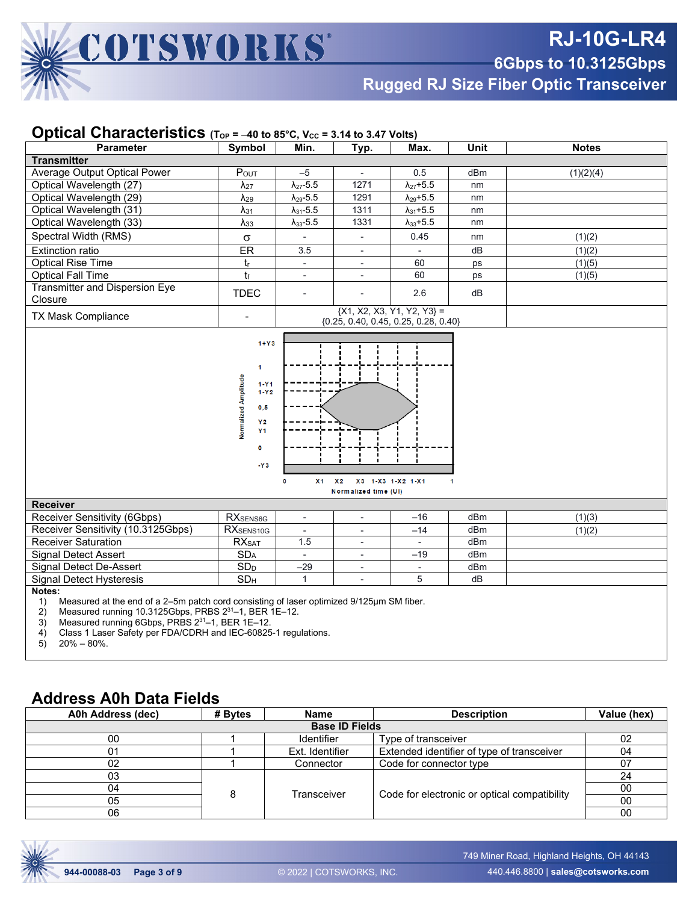## Optical Characteristics ($T_{OP}$ = –40 to 85°C, $V_{CC}$ = 3.14 to 3.47 Volts)

| Parameter | Symbol | Min. | Typ. | Max. | Unit | Notes |
|---|---|---|---|---|---|---|
| **Transmitter** | | | | | | |
| Average Output Optical Power | $P_{OUT}$ | –5 | - | 0.5 | dBm | (1)(2)(4) |
| Optical Wavelength (27) | $\lambda_{27}$ | $\lambda_{27}$-5.5 | 1271 | $\lambda_{27}$+5.5 | nm | |
| Optical Wavelength (29) | $\lambda_{29}$ | $\lambda_{29}$-5.5 | 1291 | $\lambda_{29}$+5.5 | nm | |
| Optical Wavelength (31) | $\lambda_{31}$ | $\lambda_{31}$-5.5 | 1311 | $\lambda_{31}$+5.5 | nm | |
| Optical Wavelength (33) | $\lambda_{33}$ | $\lambda_{33}$-5.5 | 1331 | $\lambda_{33}$+5.5 | nm | |
| Spectral Width (RMS) | $\sigma$ | - | - | 0.45 | nm | (1)(2) |
| Extinction ratio | ER | 3.5 | - | - | dB | (1)(2) |
| Optical Rise Time | $t_r$ | - | - | 60 | ps | (1)(5) |
| Optical Fall Time | $t_f$ | - | - | 60 | ps | (1)(5) |
| Transmitter and Dispersion Eye Closure | TDEC | - | - | 2.6 | dB | |
| TX Mask Compliance | - | {X1, X2, X3, Y1, Y2, Y3} = {0.25, 0.40, 0.45, 0.25, 0.28, 0.40} | | | | |
| **Receiver** | | | | | | |
| Receiver Sensitivity (6Gbps) | $RX_{SENS6G}$ | - | - | –16 | dBm | (1)(3) |
| Receiver Sensitivity (10.3125Gbps) | $RX_{SENS10G}$ | - | - | –14 | dBm | (1)(2) |
| Receiver Saturation | $RX_{SAT}$ | 1.5 | - | - | dBm | |
| Signal Detect Assert | $SD_A$ | - | - | –19 | dBm | |
| Signal Detect De-Assert | $SD_D$ | –29 | - | - | dBm | |
| Signal Detect Hysteresis | $SD_H$ | 1 | - | 5 | dB | |

**Notes:**
1) Measured at the end of a 2–5m patch cord consisting of laser optimized 9/125μm SM fiber.
2) Measured running 10.3125Gbps, PRBS $2^{31}$–1, BER 1E–12.
3) Measured running 6Gbps, PRBS $2^{31}$–1, BER 1E–12.
4) Class 1 Laser Safety per FDA/CDRH and IEC-60825-1 regulations.
5) 20% – 80%.

## Address A0h Data Fields

| A0h Address (dec) | # Bytes | Name | Description | Value (hex) |
|---|---|---|---|---|
| **Base ID Fields** | | | | |
| 00 | 1 | Identifier | Type of transceiver | 02 |
| 01 | 1 | Ext. Identifier | Extended identifier of type of transceiver | 04 |
| 02 | 1 | Connector | Code for connector type | 07 |
| 03 | 8 | Transceiver | Code for electronic or optical compatibility | 24 |
| 04 | | | | 00 |
| 05 | | | | 00 |
| 06 | | | | 00 |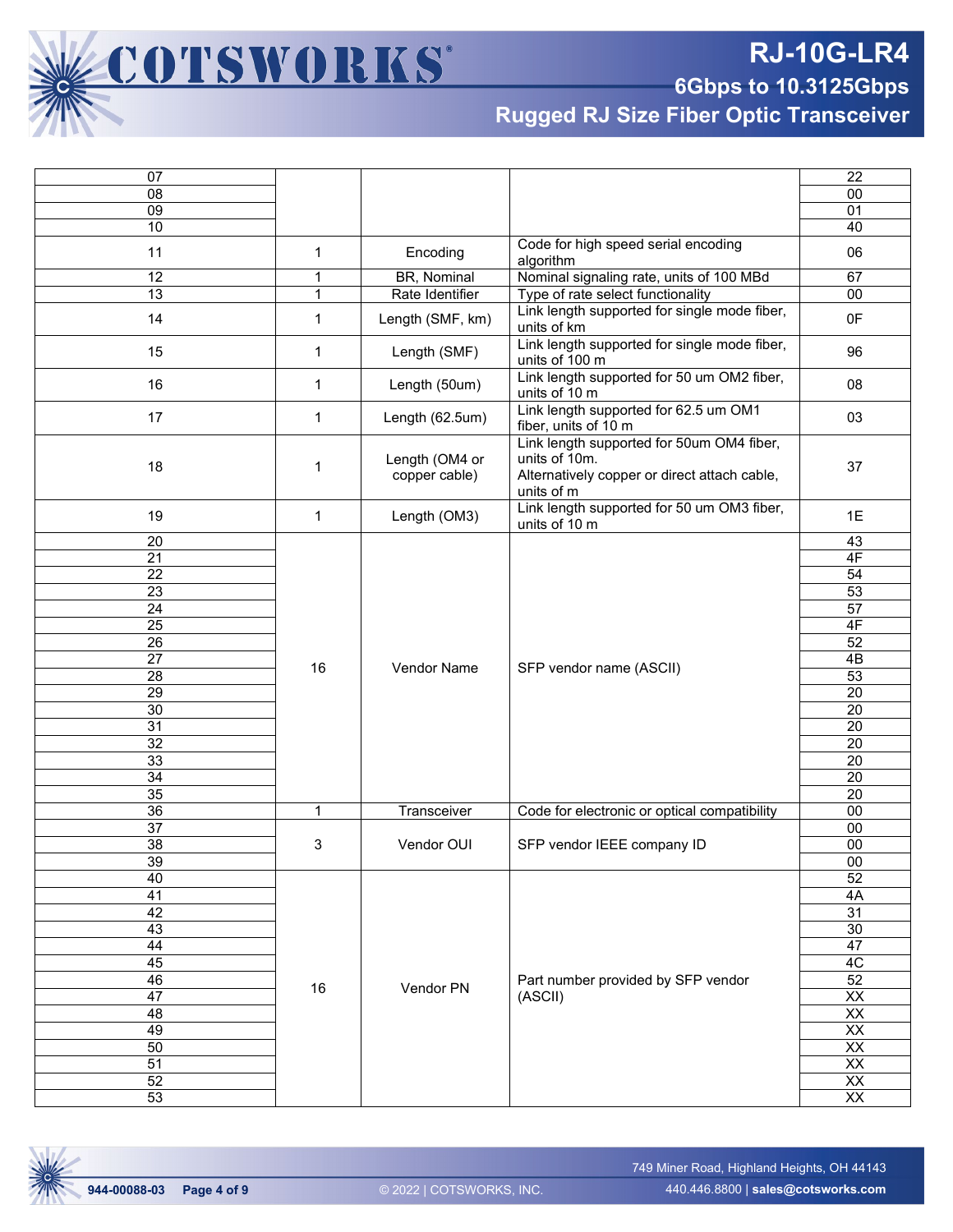| | | | | |
|---|---|---|---|---|
| 07 | | | | 22 |
| 08 | | | | 00 |
| 09 | | | | 01 |
| 10 | | | | 40 |
| 11 | 1 | Encoding | Code for high speed serial encoding algorithm | 06 |
| 12 | 1 | BR, Nominal | Nominal signaling rate, units of 100 MBd | 67 |
| 13 | 1 | Rate Identifier | Type of rate select functionality | 00 |
| 14 | 1 | Length (SMF, km) | Link length supported for single mode fiber, units of km | 0F |
| 15 | 1 | Length (SMF) | Link length supported for single mode fiber, units of 100 m | 96 |
| 16 | 1 | Length (50um) | Link length supported for 50 um OM2 fiber, units of 10 m | 08 |
| 17 | 1 | Length (62.5um) | Link length supported for 62.5 um OM1 fiber, units of 10 m | 03 |
| 18 | 1 | Length (OM4 or copper cable) | Link length supported for 50um OM4 fiber, units of 10m. Alternatively copper or direct attach cable, units of m | 37 |
| 19 | 1 | Length (OM3) | Link length supported for 50 um OM3 fiber, units of 10 m | 1E |
| 20 | 16 | Vendor Name | SFP vendor name (ASCII) | 43 |
| 21 | | | | 4F |
| 22 | | | | 54 |
| 23 | | | | 53 |
| 24 | | | | 57 |
| 25 | | | | 4F |
| 26 | | | | 52 |
| 27 | | | | 4B |
| 28 | | | | 53 |
| 29 | | | | 20 |
| 30 | | | | 20 |
| 31 | | | | 20 |
| 32 | | | | 20 |
| 33 | | | | 20 |
| 34 | | | | 20 |
| 35 | | | | 20 |
| 36 | 1 | Transceiver | Code for electronic or optical compatibility | 00 |
| 37 | 3 | Vendor OUI | SFP vendor IEEE company ID | 00 |
| 38 | | | | 00 |
| 39 | | | | 00 |
| 40 | 16 | Vendor PN | Part number provided by SFP vendor (ASCII) | 52 |
| 41 | | | | 4A |
| 42 | | | | 31 |
| 43 | | | | 30 |
| 44 | | | | 47 |
| 45 | | | | 4C |
| 46 | | | | 52 |
| 47 | | | | XX |
| 48 | | | | XX |
| 49 | | | | XX |
| 50 | | | | XX |
| 51 | | | | XX |
| 52 | | | | XX |
| 53 | | | | XX |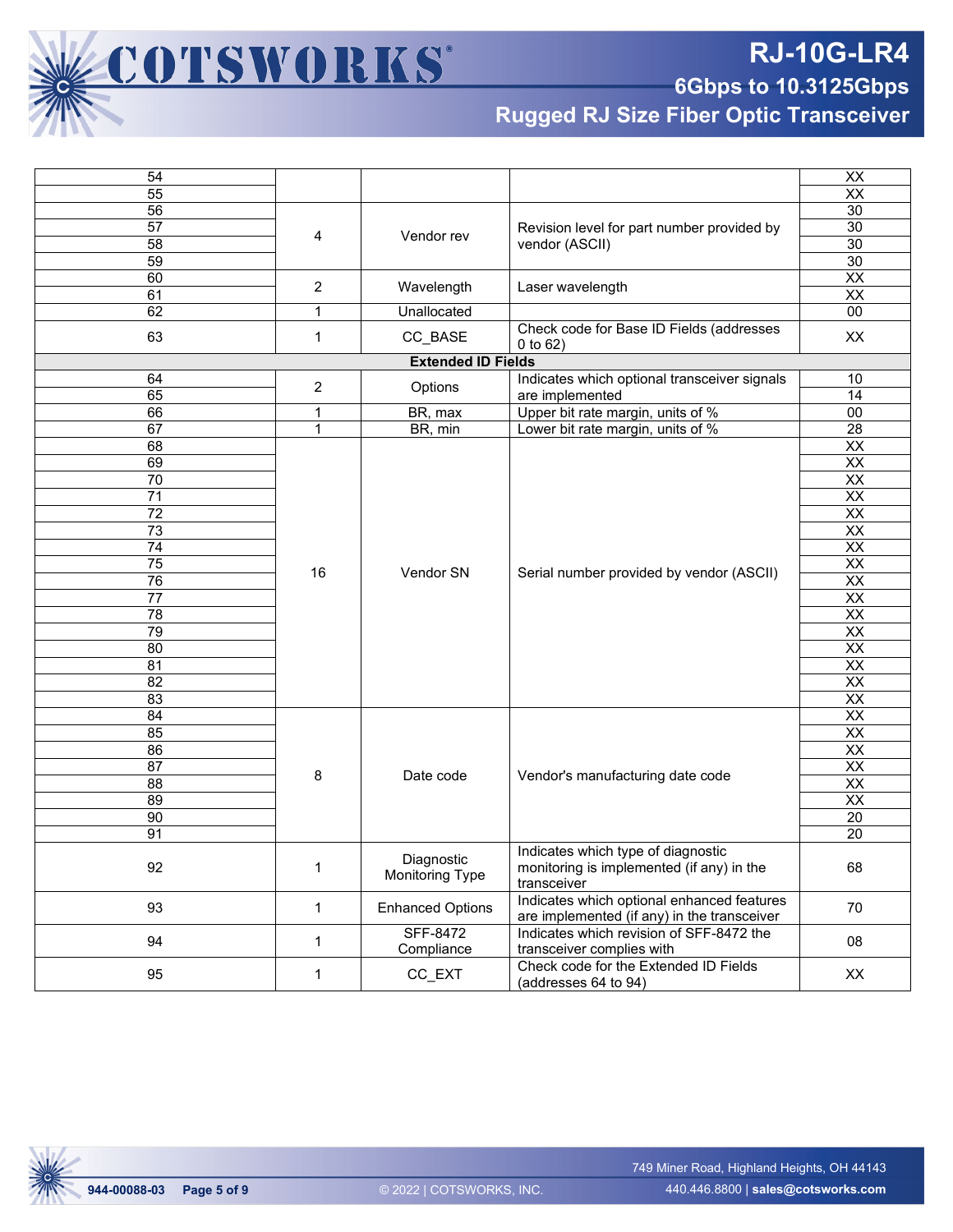| Address | Size | Name | Description | Value |
|---|---|---|---|---|
| 54 | | | | XX |
| 55 | | | | XX |
| 56 | 4 | Vendor rev | Revision level for part number provided by vendor (ASCII) | 30 |
| 57 | | | | 30 |
| 58 | | | | 30 |
| 59 | | | | 30 |
| 60 | 2 | Wavelength | Laser wavelength | XX |
| 61 | | | | XX |
| 62 | 1 | Unallocated | | 00 |
| 63 | 1 | CC_BASE | Check code for Base ID Fields (addresses 0 to 62) | XX |
| **Extended ID Fields** | | | | |
| 64 | 2 | Options | Indicates which optional transceiver signals are implemented | 10 |
| 65 | | | | 14 |
| 66 | 1 | BR, max | Upper bit rate margin, units of % | 00 |
| 67 | 1 | BR, min | Lower bit rate margin, units of % | 28 |
| 68 | 16 | Vendor SN | Serial number provided by vendor (ASCII) | XX |
| 69 | | | | XX |
| 70 | | | | XX |
| 71 | | | | XX |
| 72 | | | | XX |
| 73 | | | | XX |
| 74 | | | | XX |
| 75 | | | | XX |
| 76 | | | | XX |
| 77 | | | | XX |
| 78 | | | | XX |
| 79 | | | | XX |
| 80 | | | | XX |
| 81 | | | | XX |
| 82 | | | | XX |
| 83 | | | | XX |
| 84 | 8 | Date code | Vendor's manufacturing date code | XX |
| 85 | | | | XX |
| 86 | | | | XX |
| 87 | | | | XX |
| 88 | | | | XX |
| 89 | | | | XX |
| 90 | | | | 20 |
| 91 | | | | 20 |
| 92 | 1 | Diagnostic Monitoring Type | Indicates which type of diagnostic monitoring is implemented (if any) in the transceiver | 68 |
| 93 | 1 | Enhanced Options | Indicates which optional enhanced features are implemented (if any) in the transceiver | 70 |
| 94 | 1 | SFF-8472 Compliance | Indicates which revision of SFF-8472 the transceiver complies with | 08 |
| 95 | 1 | CC_EXT | Check code for the Extended ID Fields (addresses 64 to 94) | XX |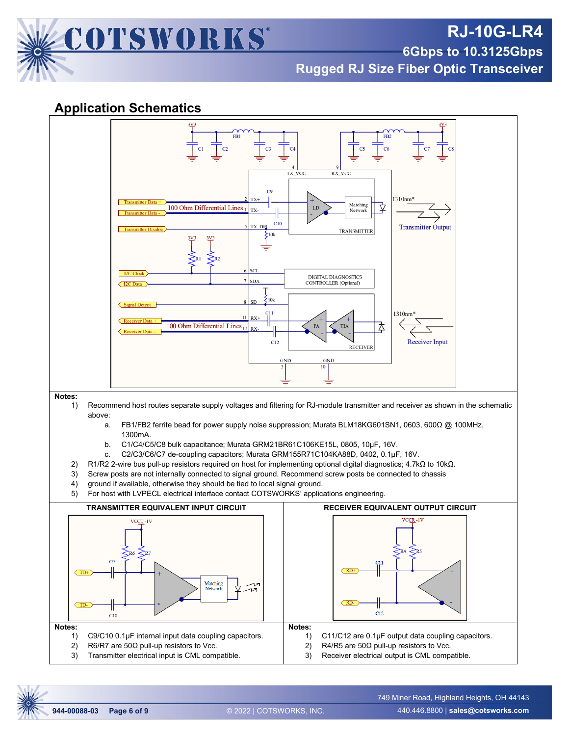## Application Schematics

**Notes:**

1) Recommend host routes separate supply voltages and filtering for RJ-module transmitter and receiver as shown in the schematic above:
   a. FB1/FB2 ferrite bead for power supply noise suppression; Murata BLM18KG601SN1, 0603, 600Ω @ 100MHz, 1300mA.
   b. C1/C4/C5/C8 bulk capacitance; Murata GRM21BR61C106KE15L, 0805, 10μF, 16V.
   c. C2/C3/C6/C7 de-coupling capacitors; Murata GRM155R71C104KA88D, 0402, 0.1μF, 16V.
2) R1/R2 2-wire bus pull-up resistors required on host for implementing optional digital diagnostics; 4.7kΩ to 10kΩ.
3) Screw posts are not internally connected to signal ground. Recommend screw posts be connected to chassis
4) ground if available, otherwise they should be tied to local signal ground.
5) For host with LVPECL electrical interface contact COTSWORKS' applications engineering.

| TRANSMITTER EQUIVALENT INPUT CIRCUIT | RECEIVER EQUIVALENT OUTPUT CIRCUIT |
|---|---|
| **Notes:**<br>1) C9/C10 0.1μF internal input data coupling capacitors.<br>2) R6/R7 are 50Ω pull-up resistors to Vcc.<br>3) Transmitter electrical input is CML compatible. | **Notes:**<br>1) C11/C12 are 0.1μF output data coupling capacitors.<br>2) R4/R5 are 50Ω pull-up resistors to Vcc.<br>3) Receiver electrical output is CML compatible. |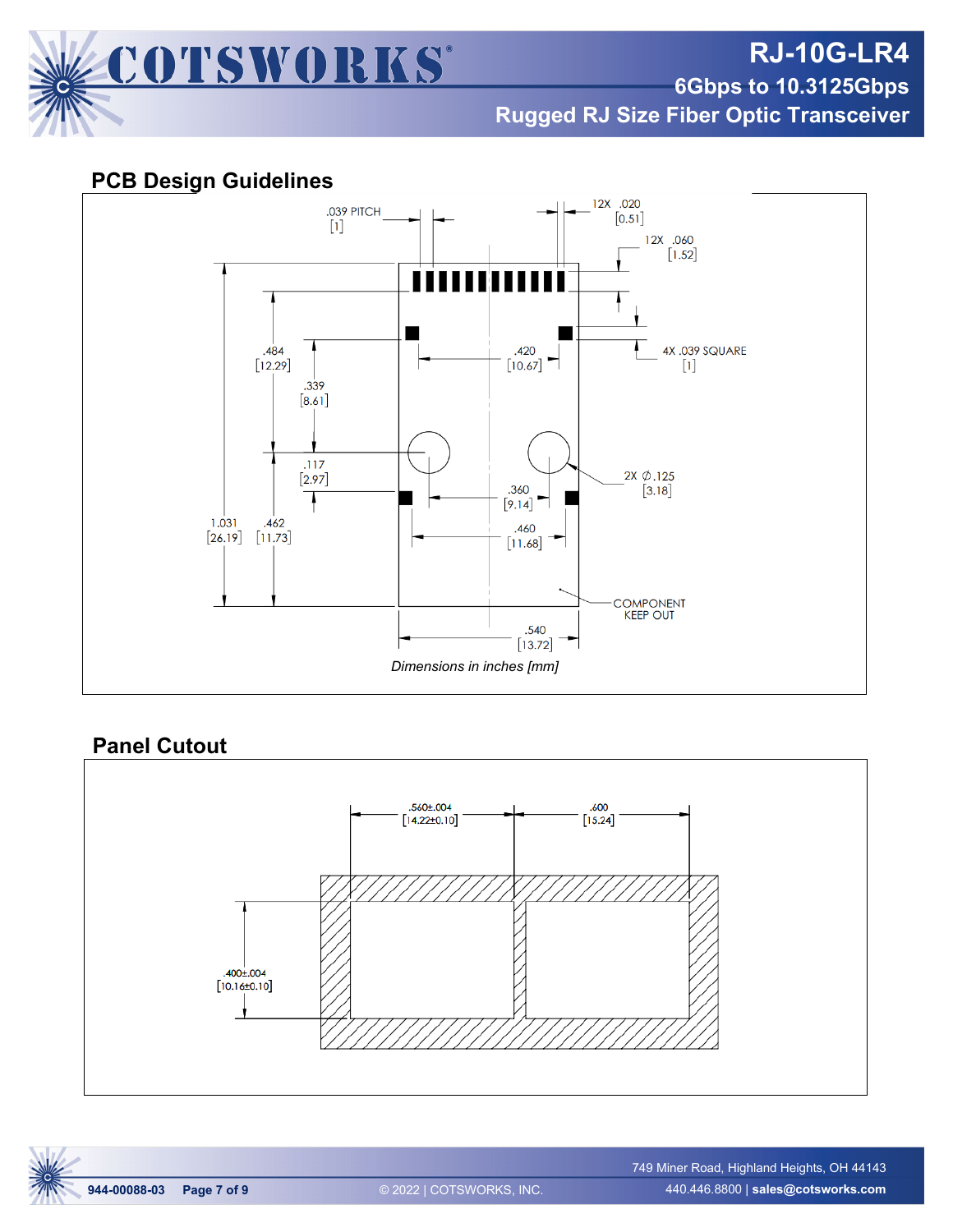## PCB Design Guidelines

.039 PITCH [1]

12X .020 [0.51]

12X .060 [1.52]

4X .039 SQUARE [1]

.484 [12.29]

.339 [8.61]

.420 [10.67]

.117 [2.97]

2X ∅.125 [3.18]

.360 [9.14]

1.031 [26.19]

.462 [11.73]

.460 [11.68]

COMPONENT KEEP OUT

.540 [13.72]

*Dimensions in inches [mm]*

## Panel Cutout

.560±.004 [14.22±0.10]

.600 [15.24]

.400±.004 [10.16±0.10]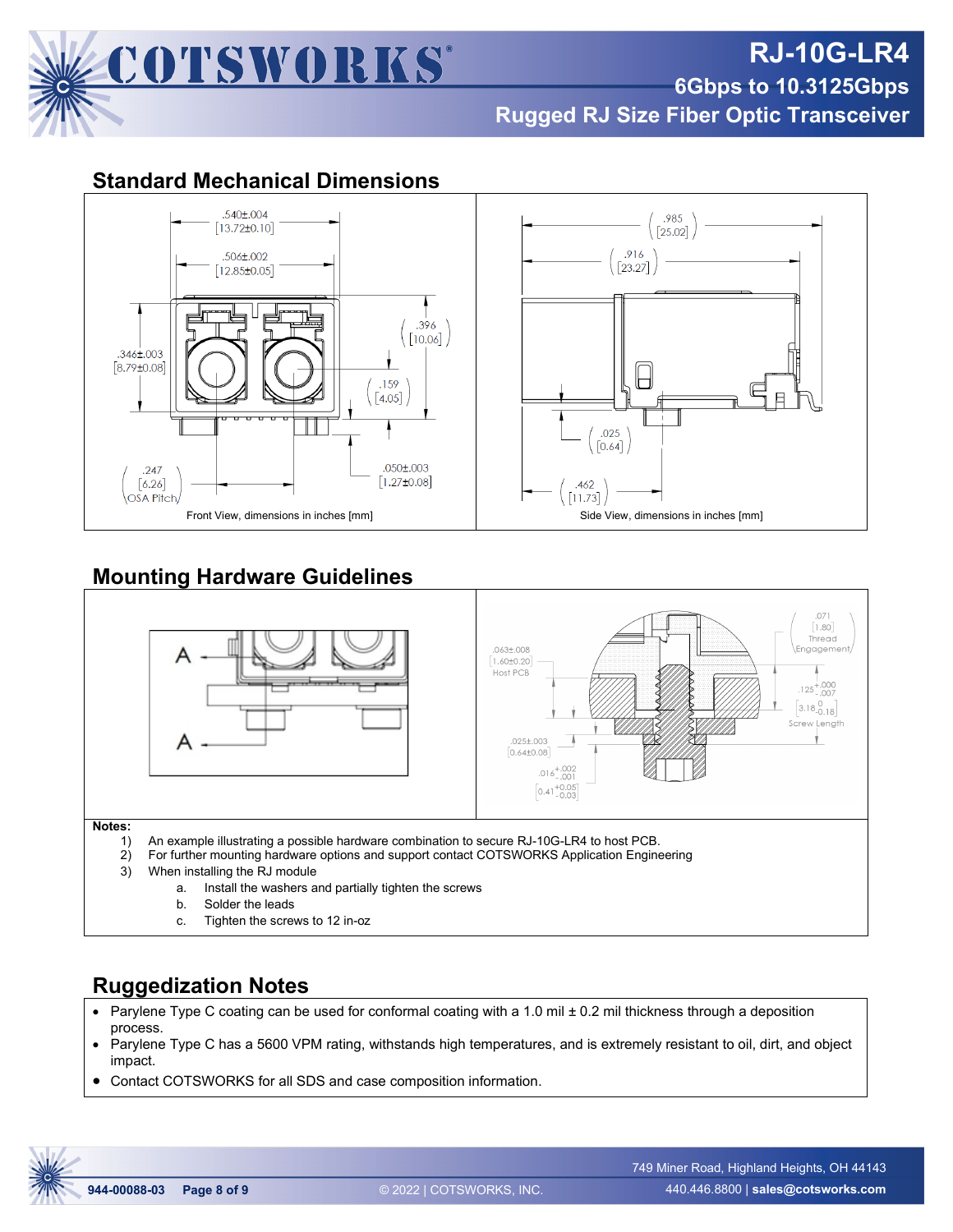## Standard Mechanical Dimensions

Front View, dimensions in inches [mm]

Side View, dimensions in inches [mm]

## Mounting Hardware Guidelines

**Notes:**

1) An example illustrating a possible hardware combination to secure RJ-10G-LR4 to host PCB.
2) For further mounting hardware options and support contact COTSWORKS Application Engineering
3) When installing the RJ module
   a. Install the washers and partially tighten the screws
   b. Solder the leads
   c. Tighten the screws to 12 in-oz

## Ruggedization Notes

- Parylene Type C coating can be used for conformal coating with a 1.0 mil ± 0.2 mil thickness through a deposition process.
- Parylene Type C has a 5600 VPM rating, withstands high temperatures, and is extremely resistant to oil, dirt, and object impact.
- Contact COTSWORKS for all SDS and case composition information.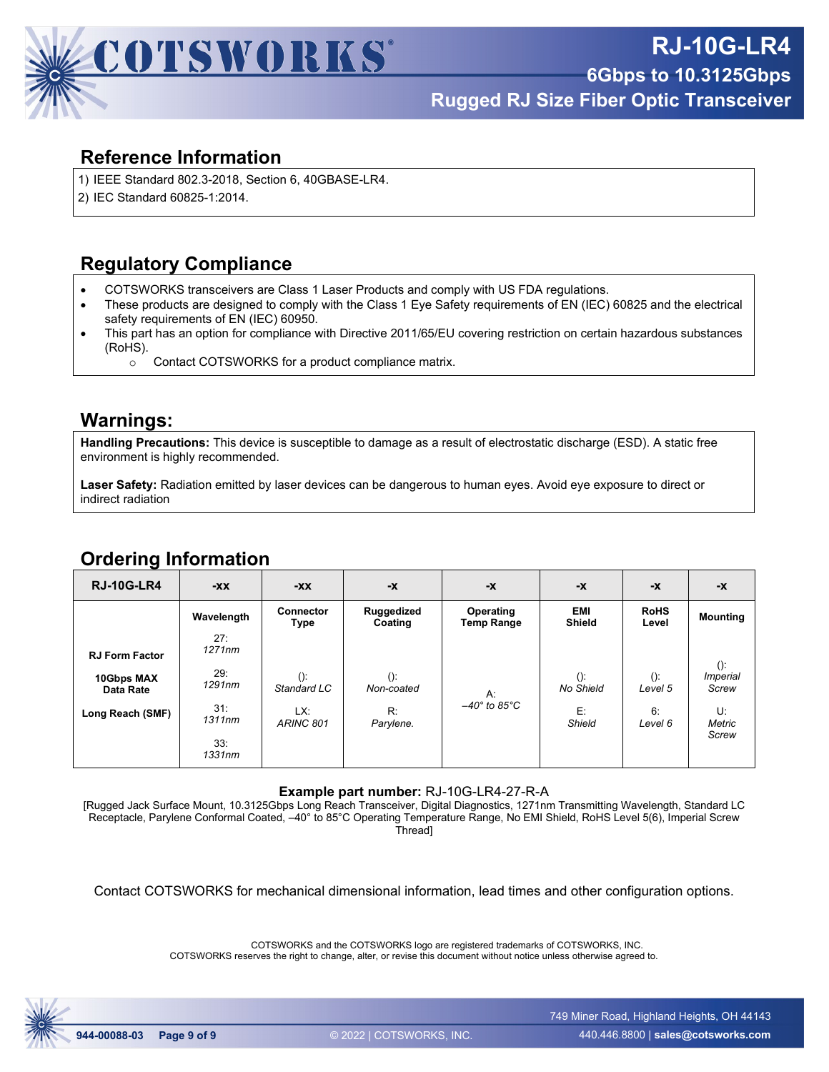## Reference Information

1) IEEE Standard 802.3-2018, Section 6, 40GBASE-LR4.
2) IEC Standard 60825-1:2014.

## Regulatory Compliance

- COTSWORKS transceivers are Class 1 Laser Products and comply with US FDA regulations.
- These products are designed to comply with the Class 1 Eye Safety requirements of EN (IEC) 60825 and the electrical safety requirements of EN (IEC) 60950.
- This part has an option for compliance with Directive 2011/65/EU covering restriction on certain hazardous substances (RoHS).
    - Contact COTSWORKS for a product compliance matrix.

## Warnings:

**Handling Precautions:** This device is susceptible to damage as a result of electrostatic discharge (ESD). A static free environment is highly recommended.

**Laser Safety:** Radiation emitted by laser devices can be dangerous to human eyes. Avoid eye exposure to direct or indirect radiation

## Ordering Information

| RJ-10G-LR4 | -XX | -XX | -X | -X | -X | -X | -X |
|---|---|---|---|---|---|---|---|
| **RJ Form Factor**<br>**10Gbps MAX Data Rate**<br>**Long Reach (SMF)** | **Wavelength**<br>27: *1271nm*<br>29: *1291nm*<br>31: *1311nm*<br>33: *1331nm* | **Connector Type**<br>(): *Standard LC*<br>LX: *ARINC 801* | **Ruggedized Coating**<br>(): *Non-coated*<br>R: *Parylene.* | **Operating Temp Range**<br>A: *–40° to 85°C* | **EMI Shield**<br>(): *No Shield*<br>E: *Shield* | **RoHS Level**<br>(): *Level 5*<br>6: *Level 6* | **Mounting**<br>(): *Imperial Screw*<br>U: *Metric Screw* |

**Example part number:** RJ-10G-LR4-27-R-A
[Rugged Jack Surface Mount, 10.3125Gbps Long Reach Transceiver, Digital Diagnostics, 1271nm Transmitting Wavelength, Standard LC Receptacle, Parylene Conformal Coated, –40° to 85°C Operating Temperature Range, No EMI Shield, RoHS Level 5(6), Imperial Screw Thread]

Contact COTSWORKS for mechanical dimensional information, lead times and other configuration options.

COTSWORKS and the COTSWORKS logo are registered trademarks of COTSWORKS, INC.
COTSWORKS reserves the right to change, alter, or revise this document without notice unless otherwise agreed to.